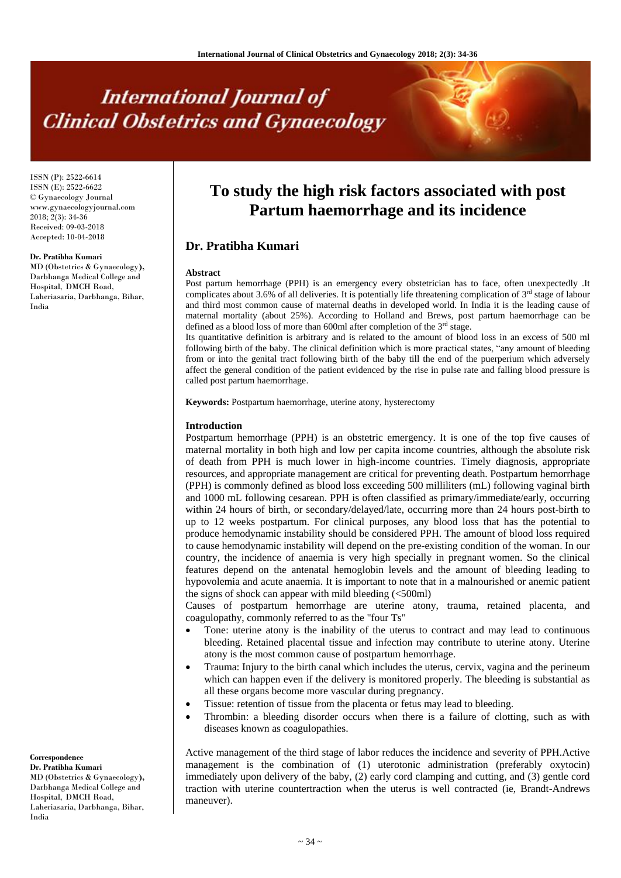ISSN (P): 2522-6614
ISSN (E): 2522-6622
© Gynaecology Journal
www.gynaecologyjournal.com
2018; 2(3): 34-36
Received: 09-03-2018
Accepted: 10-04-2018

**Dr. Pratibha Kumari**
MD (Obstetrics & Gynaecology), Darbhanga Medical College and Hospital, DMCH Road, Laheriasaria, Darbhanga, Bihar, India

**Correspondence**
**Dr. Pratibha Kumari**
MD (Obstetrics & Gynaecology), Darbhanga Medical College and Hospital, DMCH Road, Laheriasaria, Darbhanga, Bihar, India

# To study the high risk factors associated with post Partum haemorrhage and its incidence

## Dr. Pratibha Kumari

### Abstract

Post partum hemorrhage (PPH) is an emergency every obstetrician has to face, often unexpectedly .It complicates about 3.6% of all deliveries. It is potentially life threatening complication of 3rd stage of labour and third most common cause of maternal deaths in developed world. In India it is the leading cause of maternal mortality (about 25%). According to Holland and Brews, post partum haemorrhage can be defined as a blood loss of more than 600ml after completion of the 3rd stage.

Its quantitative definition is arbitrary and is related to the amount of blood loss in an excess of 500 ml following birth of the baby. The clinical definition which is more practical states, "any amount of bleeding from or into the genital tract following birth of the baby till the end of the puerperium which adversely affect the general condition of the patient evidenced by the rise in pulse rate and falling blood pressure is called post partum haemorrhage.

**Keywords:** Postpartum haemorrhage, uterine atony, hysterectomy

### Introduction

Postpartum hemorrhage (PPH) is an obstetric emergency. It is one of the top five causes of maternal mortality in both high and low per capita income countries, although the absolute risk of death from PPH is much lower in high-income countries. Timely diagnosis, appropriate resources, and appropriate management are critical for preventing death. Postpartum hemorrhage (PPH) is commonly defined as blood loss exceeding 500 milliliters (mL) following vaginal birth and 1000 mL following cesarean. PPH is often classified as primary/immediate/early, occurring within 24 hours of birth, or secondary/delayed/late, occurring more than 24 hours post-birth to up to 12 weeks postpartum. For clinical purposes, any blood loss that has the potential to produce hemodynamic instability should be considered PPH. The amount of blood loss required to cause hemodynamic instability will depend on the pre-existing condition of the woman. In our country, the incidence of anaemia is very high specially in pregnant women. So the clinical features depend on the antenatal hemoglobin levels and the amount of bleeding leading to hypovolemia and acute anaemia. It is important to note that in a malnourished or anemic patient the signs of shock can appear with mild bleeding (<500ml)

Causes of postpartum hemorrhage are uterine atony, trauma, retained placenta, and coagulopathy, commonly referred to as the "four Ts"

- Tone: uterine atony is the inability of the uterus to contract and may lead to continuous bleeding. Retained placental tissue and infection may contribute to uterine atony. Uterine atony is the most common cause of postpartum hemorrhage.
- Trauma: Injury to the birth canal which includes the uterus, cervix, vagina and the perineum which can happen even if the delivery is monitored properly. The bleeding is substantial as all these organs become more vascular during pregnancy.
- Tissue: retention of tissue from the placenta or fetus may lead to bleeding.
- Thrombin: a bleeding disorder occurs when there is a failure of clotting, such as with diseases known as coagulopathies.

Active management of the third stage of labor reduces the incidence and severity of PPH.Active management is the combination of (1) uterotonic administration (preferably oxytocin) immediately upon delivery of the baby, (2) early cord clamping and cutting, and (3) gentle cord traction with uterine countertraction when the uterus is well contracted (ie, Brandt-Andrews maneuver).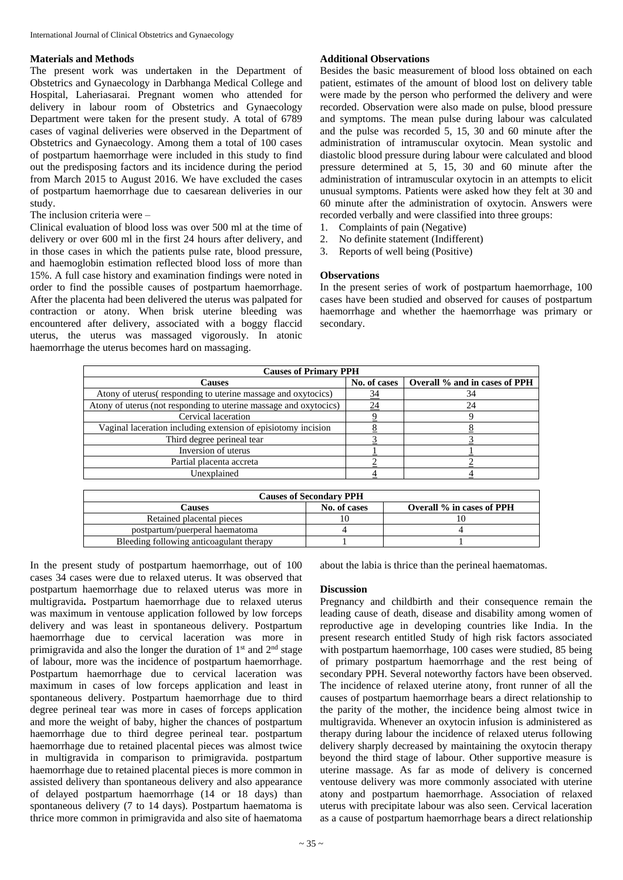## Materials and Methods

The present work was undertaken in the Department of Obstetrics and Gynaecology in Darbhanga Medical College and Hospital, Laheriasarai. Pregnant women who attended for delivery in labour room of Obstetrics and Gynaecology Department were taken for the present study. A total of 6789 cases of vaginal deliveries were observed in the Department of Obstetrics and Gynaecology. Among them a total of 100 cases of postpartum haemorrhage were included in this study to find out the predisposing factors and its incidence during the period from March 2015 to August 2016. We have excluded the cases of postpartum haemorrhage due to caesarean deliveries in our study.

The inclusion criteria were –

Clinical evaluation of blood loss was over 500 ml at the time of delivery or over 600 ml in the first 24 hours after delivery, and in those cases in which the patients pulse rate, blood pressure, and haemoglobin estimation reflected blood loss of more than 15%. A full case history and examination findings were noted in order to find the possible causes of postpartum haemorrhage. After the placenta had been delivered the uterus was palpated for contraction or atony. When brisk uterine bleeding was encountered after delivery, associated with a boggy flaccid uterus, the uterus was massaged vigorously. In atonic haemorrhage the uterus becomes hard on massaging.

## Additional Observations

Besides the basic measurement of blood loss obtained on each patient, estimates of the amount of blood lost on delivery table were made by the person who performed the delivery and were recorded. Observation were also made on pulse, blood pressure and symptoms. The mean pulse during labour was calculated and the pulse was recorded 5, 15, 30 and 60 minute after the administration of intramuscular oxytocin. Mean systolic and diastolic blood pressure during labour were calculated and blood pressure determined at 5, 15, 30 and 60 minute after the administration of intramuscular oxytocin in an attempts to elicit unusual symptoms. Patients were asked how they felt at 30 and 60 minute after the administration of oxytocin. Answers were recorded verbally and were classified into three groups:

1. Complaints of pain (Negative)
2. No definite statement (Indifferent)
3. Reports of well being (Positive)

## Observations

In the present series of work of postpartum haemorrhage, 100 cases have been studied and observed for causes of postpartum haemorrhage and whether the haemorrhage was primary or secondary.

| Causes of Primary PPH | | |
|---|---|---|
| **Causes** | **No. of cases** | **Overall % and in cases of PPH** |
| Atony of uterus( responding to uterine massage and oxytocics) | 34 | 34 |
| Atony of uterus (not responding to uterine massage and oxytocics) | 24 | 24 |
| Cervical laceration | 9 | 9 |
| Vaginal laceration including extension of episiotomy incision | 8 | 8 |
| Third degree perineal tear | 3 | 3 |
| Inversion of uterus | 1 | 1 |
| Partial placenta accreta | 2 | 2 |
| Unexplained | 4 | 4 |

| Causes of Secondary PPH | | |
|---|---|---|
| **Causes** | **No. of cases** | **Overall % in cases of PPH** |
| Retained placental pieces | 10 | 10 |
| postpartum/puerperal haematoma | 4 | 4 |
| Bleeding following anticoagulant therapy | 1 | 1 |

In the present study of postpartum haemorrhage, out of 100 cases 34 cases were due to relaxed uterus. It was observed that postpartum haemorrhage due to relaxed uterus was more in multigravida**.** Postpartum haemorrhage due to relaxed uterus was maximum in ventouse application followed by low forceps delivery and was least in spontaneous delivery. Postpartum haemorrhage due to cervical laceration was more in primigravida and also the longer the duration of 1st and 2nd stage of labour, more was the incidence of postpartum haemorrhage. Postpartum haemorrhage due to cervical laceration was maximum in cases of low forceps application and least in spontaneous delivery. Postpartum haemorrhage due to third degree perineal tear was more in cases of forceps application and more the weight of baby, higher the chances of postpartum haemorrhage due to third degree perineal tear. postpartum haemorrhage due to retained placental pieces was almost twice in multigravida in comparison to primigravida. postpartum haemorrhage due to retained placental pieces is more common in assisted delivery than spontaneous delivery and also appearance of delayed postpartum haemorrhage (14 or 18 days) than spontaneous delivery (7 to 14 days). Postpartum haematoma is thrice more common in primigravida and also site of haematoma about the labia is thrice than the perineal haematomas.

## Discussion

Pregnancy and childbirth and their consequence remain the leading cause of death, disease and disability among women of reproductive age in developing countries like India. In the present research entitled Study of high risk factors associated with postpartum haemorrhage, 100 cases were studied, 85 being of primary postpartum haemorrhage and the rest being of secondary PPH. Several noteworthy factors have been observed. The incidence of relaxed uterine atony, front runner of all the causes of postpartum haemorrhage bears a direct relationship to the parity of the mother, the incidence being almost twice in multigravida. Whenever an oxytocin infusion is administered as therapy during labour the incidence of relaxed uterus following delivery sharply decreased by maintaining the oxytocin therapy beyond the third stage of labour. Other supportive measure is uterine massage. As far as mode of delivery is concerned ventouse delivery was more commonly associated with uterine atony and postpartum haemorrhage. Association of relaxed uterus with precipitate labour was also seen. Cervical laceration as a cause of postpartum haemorrhage bears a direct relationship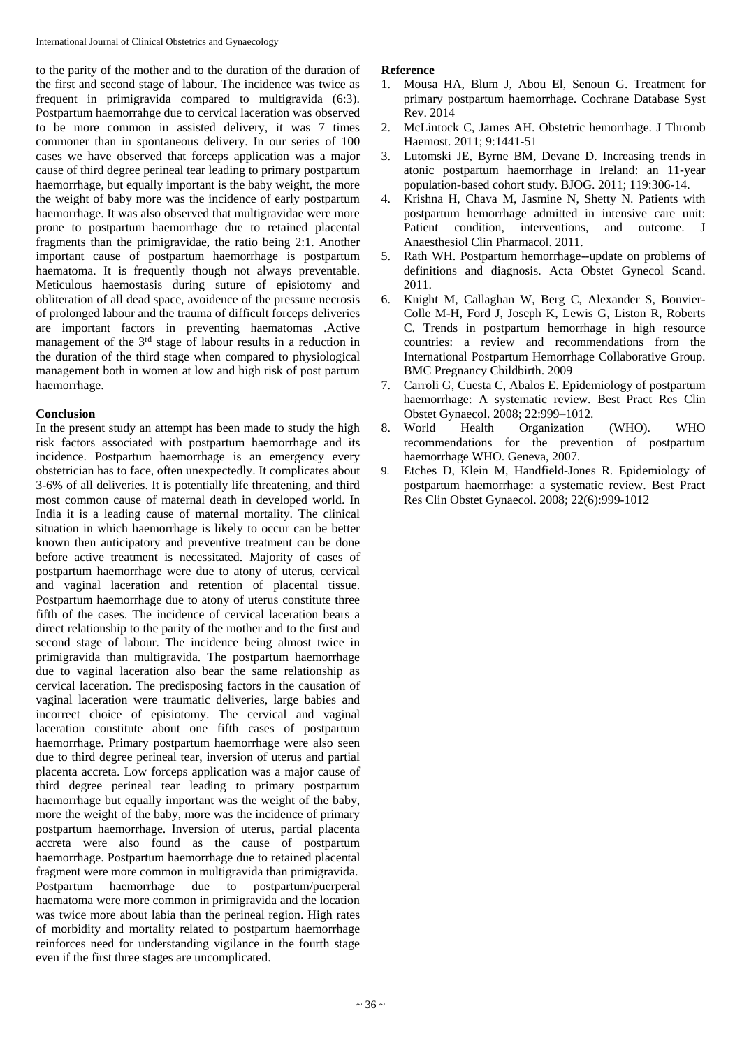to the parity of the mother and to the duration of the duration of the first and second stage of labour. The incidence was twice as frequent in primigravida compared to multigravida (6:3). Postpartum haemorrahge due to cervical laceration was observed to be more common in assisted delivery, it was 7 times commoner than in spontaneous delivery. In our series of 100 cases we have observed that forceps application was a major cause of third degree perineal tear leading to primary postpartum haemorrhage, but equally important is the baby weight, the more the weight of baby more was the incidence of early postpartum haemorrhage. It was also observed that multigravidae were more prone to postpartum haemorrhage due to retained placental fragments than the primigravidae, the ratio being 2:1. Another important cause of postpartum haemorrhage is postpartum haematoma. It is frequently though not always preventable. Meticulous haemostasis during suture of episiotomy and obliteration of all dead space, avoidence of the pressure necrosis of prolonged labour and the trauma of difficult forceps deliveries are important factors in preventing haematomas .Active management of the 3rd stage of labour results in a reduction in the duration of the third stage when compared to physiological management both in women at low and high risk of post partum haemorrhage.

## Conclusion

In the present study an attempt has been made to study the high risk factors associated with postpartum haemorrhage and its incidence. Postpartum haemorrhage is an emergency every obstetrician has to face, often unexpectedly. It complicates about 3-6% of all deliveries. It is potentially life threatening, and third most common cause of maternal death in developed world. In India it is a leading cause of maternal mortality. The clinical situation in which haemorrhage is likely to occur can be better known then anticipatory and preventive treatment can be done before active treatment is necessitated. Majority of cases of postpartum haemorrhage were due to atony of uterus, cervical and vaginal laceration and retention of placental tissue. Postpartum haemorrhage due to atony of uterus constitute three fifth of the cases. The incidence of cervical laceration bears a direct relationship to the parity of the mother and to the first and second stage of labour. The incidence being almost twice in primigravida than multigravida. The postpartum haemorrhage due to vaginal laceration also bear the same relationship as cervical laceration. The predisposing factors in the causation of vaginal laceration were traumatic deliveries, large babies and incorrect choice of episiotomy. The cervical and vaginal laceration constitute about one fifth cases of postpartum haemorrhage. Primary postpartum haemorrhage were also seen due to third degree perineal tear, inversion of uterus and partial placenta accreta. Low forceps application was a major cause of third degree perineal tear leading to primary postpartum haemorrhage but equally important was the weight of the baby, more the weight of the baby, more was the incidence of primary postpartum haemorrhage. Inversion of uterus, partial placenta accreta were also found as the cause of postpartum haemorrhage. Postpartum haemorrhage due to retained placental fragment were more common in multigravida than primigravida. Postpartum haemorrhage due to postpartum/puerperal haematoma were more common in primigravida and the location was twice more about labia than the perineal region. High rates of morbidity and mortality related to postpartum haemorrhage reinforces need for understanding vigilance in the fourth stage even if the first three stages are uncomplicated.

## Reference

1. Mousa HA, Blum J, Abou El, Senoun G. Treatment for primary postpartum haemorrhage. Cochrane Database Syst Rev. 2014
2. McLintock C, James AH. Obstetric hemorrhage. J Thromb Haemost. 2011; 9:1441-51
3. Lutomski JE, Byrne BM, Devane D. Increasing trends in atonic postpartum haemorrhage in Ireland: an 11-year population-based cohort study. BJOG. 2011; 119:306-14.
4. Krishna H, Chava M, Jasmine N, Shetty N. Patients with postpartum hemorrhage admitted in intensive care unit: Patient condition, interventions, and outcome. J Anaesthesiol Clin Pharmacol. 2011.
5. Rath WH. Postpartum hemorrhage--update on problems of definitions and diagnosis. Acta Obstet Gynecol Scand. 2011.
6. Knight M, Callaghan W, Berg C, Alexander S, Bouvier-Colle M-H, Ford J, Joseph K, Lewis G, Liston R, Roberts C. Trends in postpartum hemorrhage in high resource countries: a review and recommendations from the International Postpartum Hemorrhage Collaborative Group. BMC Pregnancy Childbirth. 2009
7. Carroli G, Cuesta C, Abalos E. Epidemiology of postpartum haemorrhage: A systematic review. Best Pract Res Clin Obstet Gynaecol. 2008; 22:999–1012.
8. World Health Organization (WHO). WHO recommendations for the prevention of postpartum haemorrhage WHO. Geneva, 2007.
9. Etches D, Klein M, Handfield-Jones R. Epidemiology of postpartum haemorrhage: a systematic review. Best Pract Res Clin Obstet Gynaecol. 2008; 22(6):999-1012